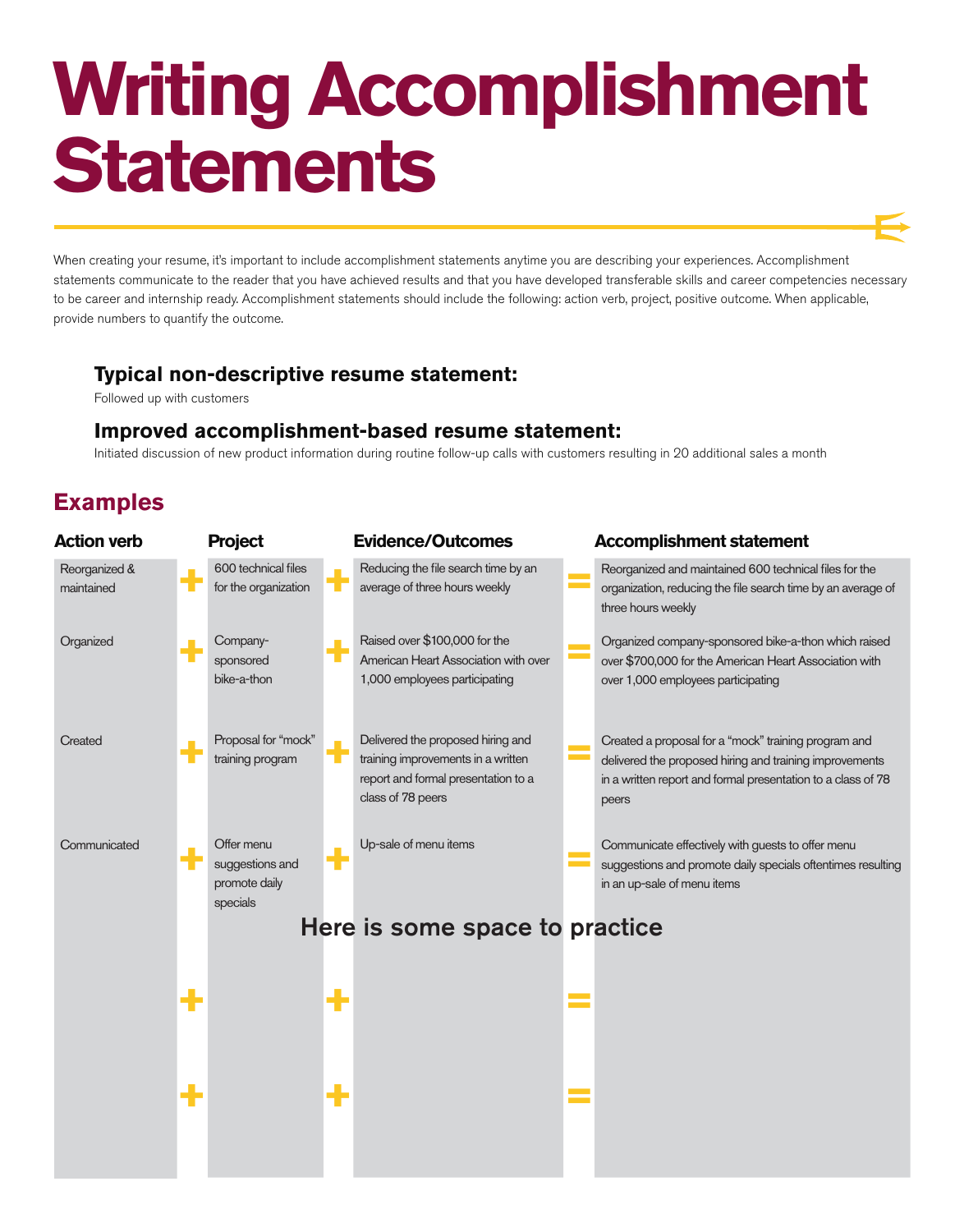# Writing Accomplishment Statements

When creating your resume, it's important to include accomplishment statements anytime you are describing your experiences. Accomplishment statements communicate to the reader that you have achieved results and that you have developed transferable skills and career competencies necessary to be career and internship ready. Accomplishment statements should include the following: action verb, project, positive outcome. When applicable, provide numbers to quantify the outcome.

### Typical non-descriptive resume statement:

Followed up with customers

### Improved accomplishment-based resume statement:

Initiated discussion of new product information during routine follow-up calls with customers resulting in 20 additional sales a month

## Examples

| Action verb | | Project | | Evidence/Outcomes | | Accomplishment statement |
|---|---|---|---|---|---|---|
| Reorganized & maintained | + | 600 technical files for the organization | + | Reducing the file search time by an average of three hours weekly | = | Reorganized and maintained 600 technical files for the organization, reducing the file search time by an average of three hours weekly |
| Organized | + | Company-sponsored bike-a-thon | + | Raised over $100,000 for the American Heart Association with over 1,000 employees participating | = | Organized company-sponsored bike-a-thon which raised over $700,000 for the American Heart Association with over 1,000 employees participating |
| Created | + | Proposal for "mock" training program | + | Delivered the proposed hiring and training improvements in a written report and formal presentation to a class of 78 peers | = | Created a proposal for a "mock" training program and delivered the proposed hiring and training improvements in a written report and formal presentation to a class of 78 peers |
| Communicated | + | Offer menu suggestions and promote daily specials | + | Up-sale of menu items | = | Communicate effectively with guests to offer menu suggestions and promote daily specials oftentimes resulting in an up-sale of menu items |

### Here is some space to practice

| Action verb | | Project | | Evidence/Outcomes | | Accomplishment statement |
|---|---|---|---|---|---|---|
| | + | | + | | = | |
| | + | | + | | = | |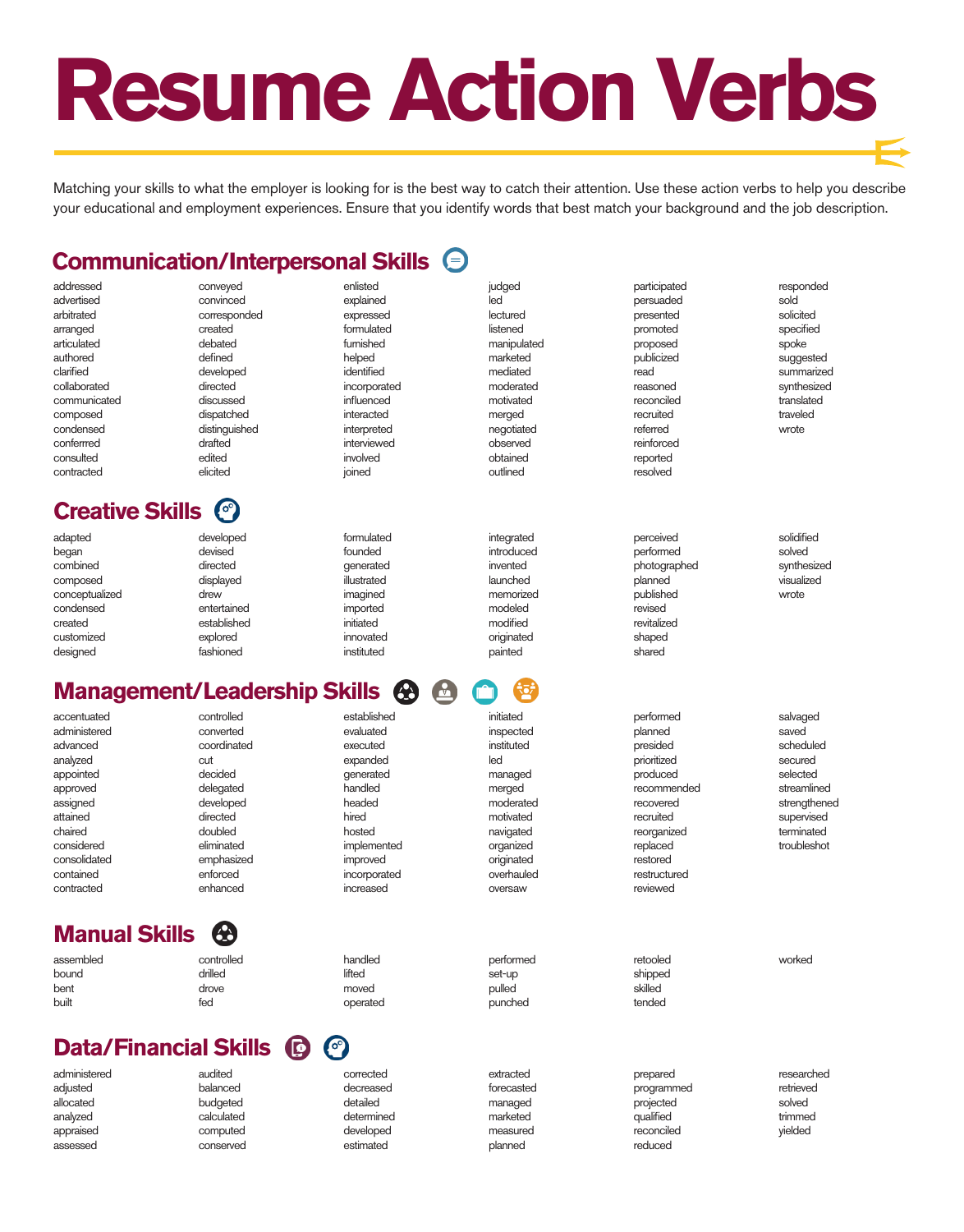# Resume Action Verbs

Matching your skills to what the employer is looking for is the best way to catch their attention. Use these action verbs to help you describe your educational and employment experiences. Ensure that you identify words that best match your background and the job description.

## Communication/Interpersonal Skills

addressed
advertised
arbitrated
arranged
articulated
authored
clarified
collaborated
communicated
composed
condensed
conferred
consulted
contracted
conveyed
convinced
corresponded
created
debated
defined
developed
directed
discussed
dispatched
distinguished
drafted
edited
elicited
enlisted
explained
expressed
formulated
furnished
helped
identified
incorporated
influenced
interacted
interpreted
interviewed
involved
joined
judged
led
lectured
listened
manipulated
marketed
mediated
moderated
motivated
merged
negotiated
observed
obtained
outlined
participated
persuaded
presented
promoted
proposed
publicized
read
reasoned
reconciled
recruited
referred
reinforced
reported
resolved
responded
sold
solicited
specified
spoke
suggested
summarized
synthesized
translated
traveled
wrote

## Creative Skills

adapted
began
combined
composed
conceptualized
condensed
created
customized
designed
developed
devised
directed
displayed
drew
entertained
established
explored
fashioned
formulated
founded
generated
illustrated
imagined
imported
initiated
innovated
instituted
integrated
introduced
invented
launched
memorized
modeled
modified
originated
painted
perceived
performed
photographed
planned
published
revised
revitalized
shaped
shared
solidified
solved
synthesized
visualized
wrote

## Management/Leadership Skills

accentuated
administered
advanced
analyzed
appointed
approved
assigned
attained
chaired
considered
consolidated
contained
contracted
controlled
converted
coordinated
cut
decided
delegated
developed
directed
doubled
eliminated
emphasized
enforced
enhanced
established
evaluated
executed
expanded
generated
handled
headed
hired
hosted
implemented
improved
incorporated
increased
initiated
inspected
instituted
led
managed
merged
moderated
motivated
navigated
organized
originated
overhauled
oversaw
performed
planned
presided
prioritized
produced
recommended
recovered
recruited
reorganized
replaced
restored
restructured
reviewed
salvaged
saved
scheduled
secured
selected
streamlined
strengthened
supervised
terminated
troubleshot

## Manual Skills

assembled
bound
bent
built
controlled
drilled
drove
fed
handled
lifted
moved
operated
performed
set-up
pulled
punched
retooled
shipped
skilled
tended
worked

## Data/Financial Skills

administered
adjusted
allocated
analyzed
appraised
assessed
audited
balanced
budgeted
calculated
computed
conserved
corrected
decreased
detailed
determined
developed
estimated
extracted
forecasted
managed
marketed
measured
planned
prepared
programmed
projected
qualified
reconciled
reduced
researched
retrieved
solved
trimmed
yielded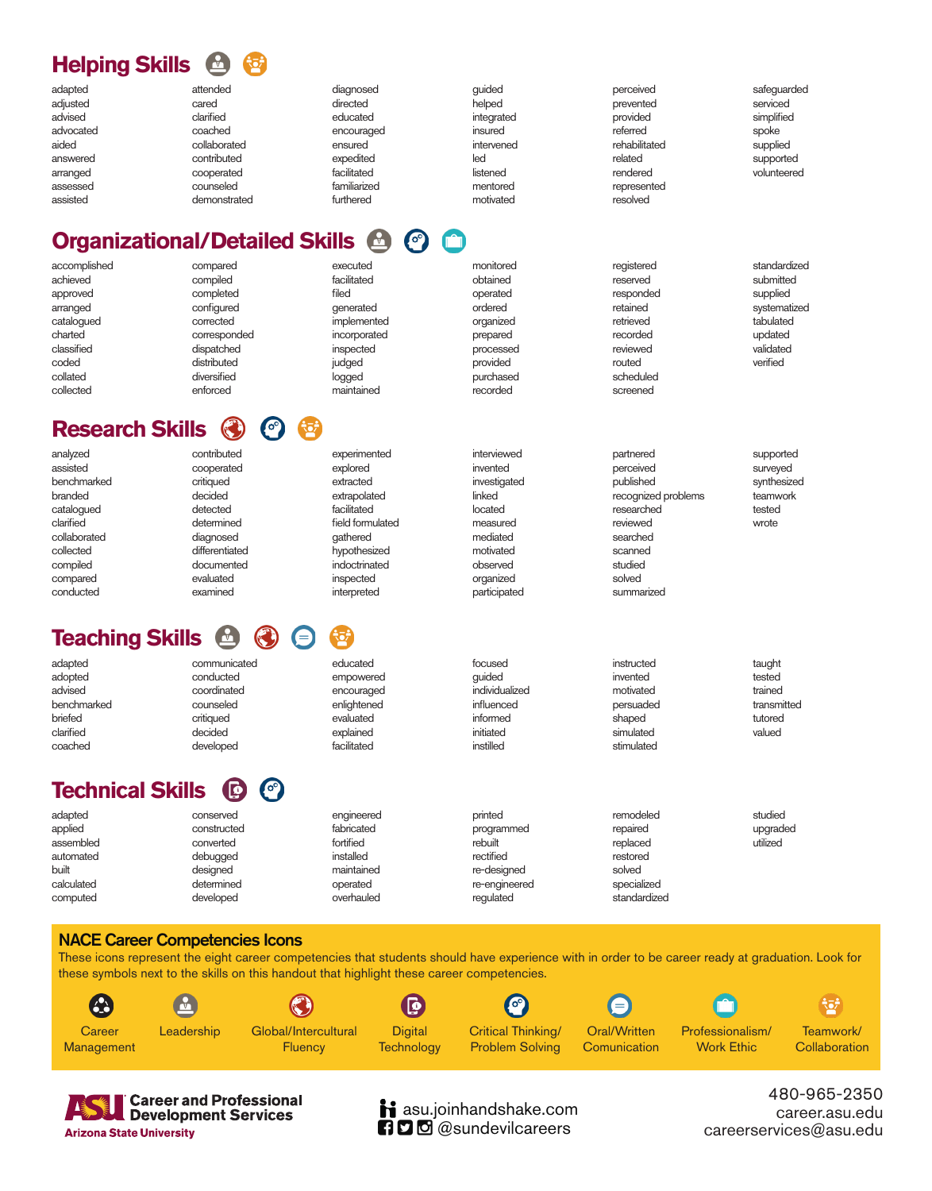## Helping Skills

adapted
adjusted
advised
advocated
aided
answered
arranged
assessed
assisted
attended
cared
clarified
coached
collaborated
contributed
cooperated
counseled
demonstrated
diagnosed
directed
educated
encouraged
ensured
expedited
facilitated
familiarized
furthered
guided
helped
integrated
insured
intervened
led
listened
mentored
motivated
perceived
prevented
provided
referred
rehabilitated
related
rendered
represented
resolved
safeguarded
serviced
simplified
spoke
supplied
supported
volunteered

## Organizational/Detailed Skills

accomplished
achieved
approved
arranged
catalogued
charted
classified
coded
collated
collected
compared
compiled
completed
configured
corrected
corresponded
dispatched
distributed
diversified
enforced
executed
facilitated
filed
generated
implemented
incorporated
inspected
judged
logged
maintained
monitored
obtained
operated
ordered
organized
prepared
processed
provided
purchased
recorded
registered
reserved
responded
retained
retrieved
recorded
reviewed
routed
scheduled
screened
standardized
submitted
supplied
systematized
tabulated
updated
validated
verified

## Research Skills

analyzed
assisted
benchmarked
branded
catalogued
clarified
collaborated
collected
compiled
compared
conducted
contributed
cooperated
critiqued
decided
detected
determined
diagnosed
differentiated
documented
evaluated
examined
experimented
explored
extracted
extrapolated
facilitated
field formulated
gathered
hypothesized
indoctrinated
inspected
interpreted
interviewed
invented
investigated
linked
located
measured
mediated
motivated
observed
organized
participated
partnered
perceived
published
recognized problems
researched
reviewed
searched
scanned
studied
solved
summarized
supported
surveyed
synthesized
teamwork
tested
wrote

## Teaching Skills

adapted
adopted
advised
benchmarked
briefed
clarified
coached
communicated
conducted
coordinated
counseled
critiqued
decided
developed
educated
empowered
encouraged
enlightened
evaluated
explained
facilitated
focused
guided
individualized
influenced
informed
initiated
instilled
instructed
invented
motivated
persuaded
shaped
simulated
stimulated
taught
tested
trained
transmitted
tutored
valued

## Technical Skills

adapted
applied
assembled
automated
built
calculated
computed
conserved
constructed
converted
debugged
designed
determined
developed
engineered
fabricated
fortified
installed
maintained
operated
overhauled
printed
programmed
rebuilt
rectified
re-designed
re-engineered
regulated
remodeled
repaired
replaced
restored
solved
specialized
standardized
studied
upgraded
utilized

### NACE Career Competencies Icons

These icons represent the eight career competencies that students should have experience with in order to be career ready at graduation. Look for these symbols next to the skills on this handout that highlight these career competencies.

- Career Management
- Leadership
- Global/Intercultural Fluency
- Digital Technology
- Critical Thinking/Problem Solving
- Oral/Written Comunication
- Professionalism/Work Ethic
- Teamwork/Collaboration

ASU Career and Professional Development Services
Arizona State University

asu.joinhandshake.com
@sundevilcareers

480-965-2350
career.asu.edu
careerservices@asu.edu